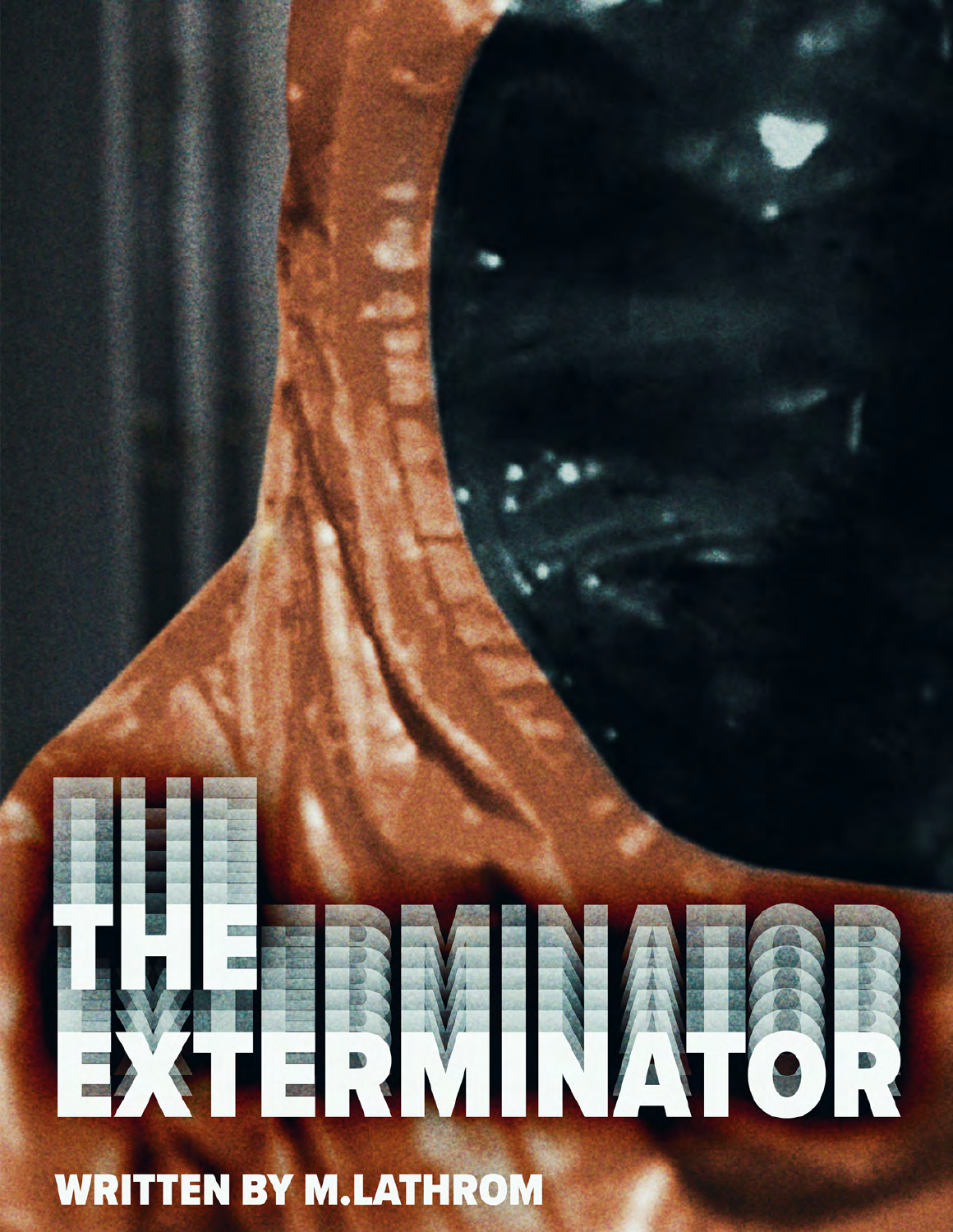# THE EXTERMINATOR

**WRITTEN BY M.LATHROM**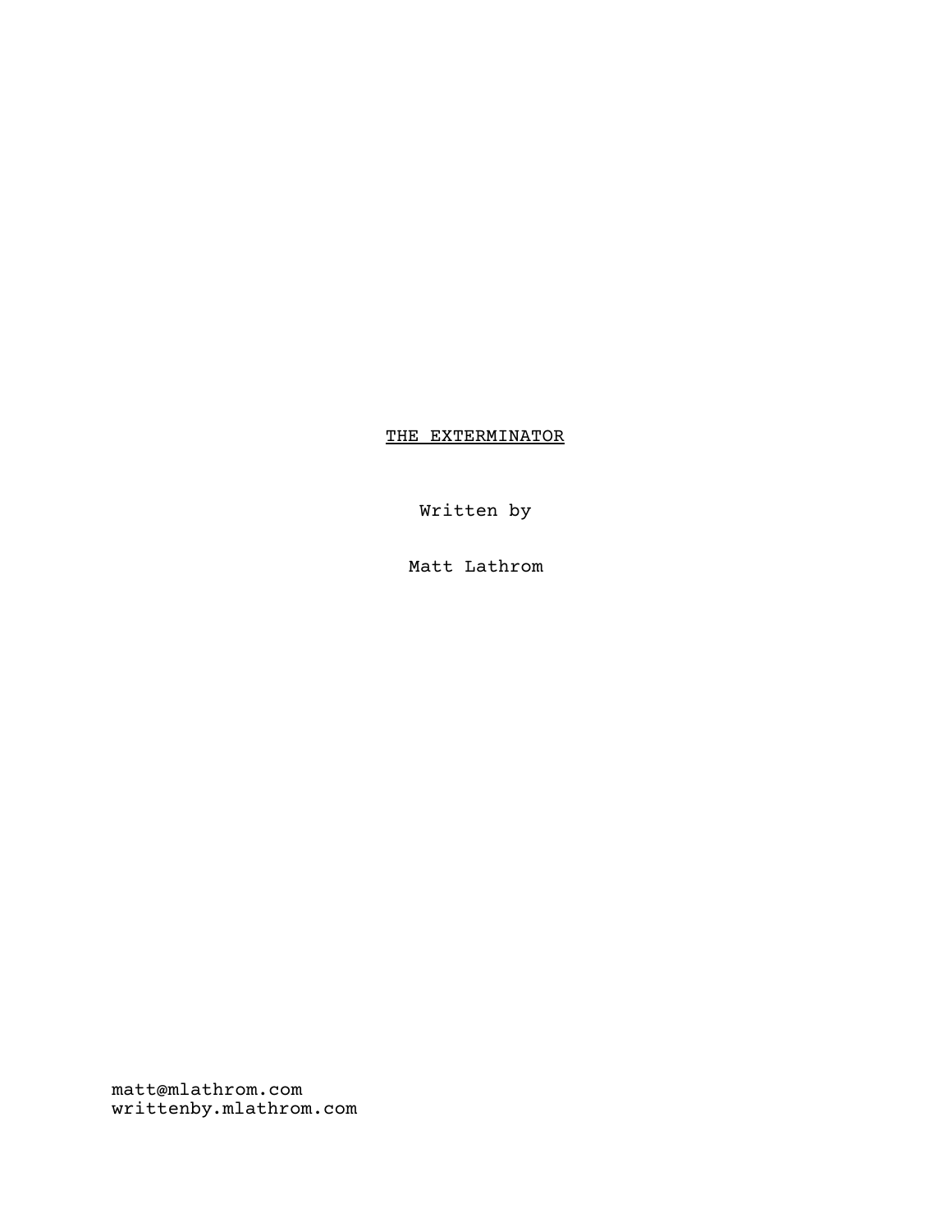<u>THE EXTERMINATOR</u>

Written by

Matt Lathrom

matt@mlathrom.com
writtenby.mlathrom.com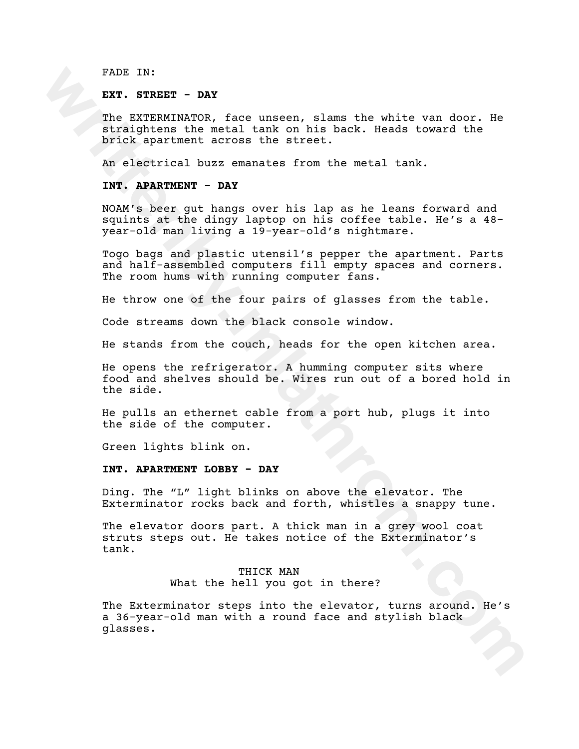FADE IN:

**EXT. STREET - DAY**

The EXTERMINATOR, face unseen, slams the white van door. He straightens the metal tank on his back. Heads toward the brick apartment across the street.

An electrical buzz emanates from the metal tank.

**INT. APARTMENT - DAY**

NOAM's beer gut hangs over his lap as he leans forward and squints at the dingy laptop on his coffee table. He's a 48-year-old man living a 19-year-old's nightmare.

Togo bags and plastic utensil's pepper the apartment. Parts and half-assembled computers fill empty spaces and corners. The room hums with running computer fans.

He throw one of the four pairs of glasses from the table.

Code streams down the black console window.

He stands from the couch, heads for the open kitchen area.

He opens the refrigerator. A humming computer sits where food and shelves should be. Wires run out of a bored hold in the side.

He pulls an ethernet cable from a port hub, plugs it into the side of the computer.

Green lights blink on.

**INT. APARTMENT LOBBY - DAY**

Ding. The "L" light blinks on above the elevator. The Exterminator rocks back and forth, whistles a snappy tune.

The elevator doors part. A thick man in a grey wool coat struts steps out. He takes notice of the Exterminator's tank.

THICK MAN
What the hell you got in there?

The Exterminator steps into the elevator, turns around. He's a 36-year-old man with a round face and stylish black glasses.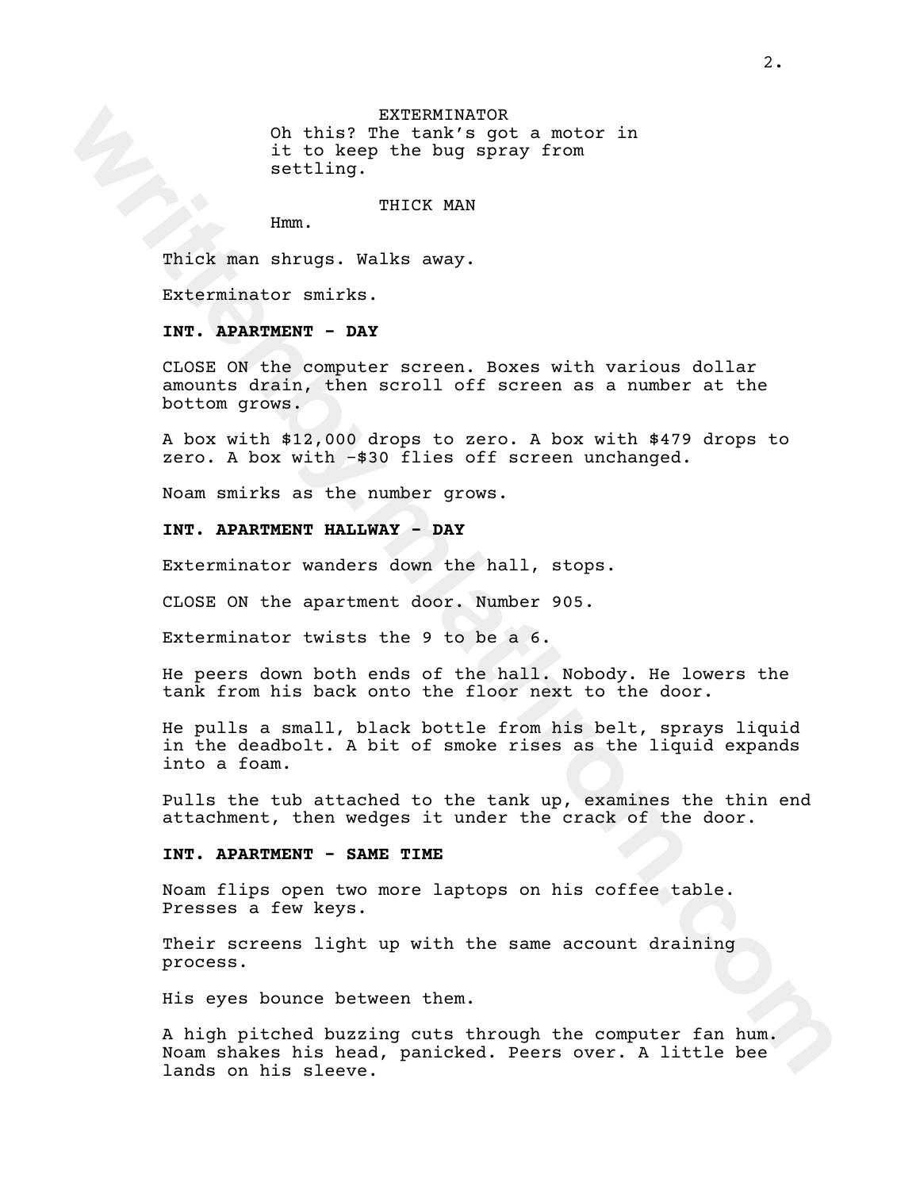EXTERMINATOR
Oh this? The tank's got a motor in it to keep the bug spray from settling.

THICK MAN
Hmm.

Thick man shrugs. Walks away.

Exterminator smirks.

**INT. APARTMENT - DAY**

CLOSE ON the computer screen. Boxes with various dollar amounts drain, then scroll off screen as a number at the bottom grows.

A box with $12,000 drops to zero. A box with $479 drops to zero. A box with -$30 flies off screen unchanged.

Noam smirks as the number grows.

**INT. APARTMENT HALLWAY - DAY**

Exterminator wanders down the hall, stops.

CLOSE ON the apartment door. Number 905.

Exterminator twists the 9 to be a 6.

He peers down both ends of the hall. Nobody. He lowers the tank from his back onto the floor next to the door.

He pulls a small, black bottle from his belt, sprays liquid in the deadbolt. A bit of smoke rises as the liquid expands into a foam.

Pulls the tub attached to the tank up, examines the thin end attachment, then wedges it under the crack of the door.

**INT. APARTMENT - SAME TIME**

Noam flips open two more laptops on his coffee table. Presses a few keys.

Their screens light up with the same account draining process.

His eyes bounce between them.

A high pitched buzzing cuts through the computer fan hum. Noam shakes his head, panicked. Peers over. A little bee lands on his sleeve.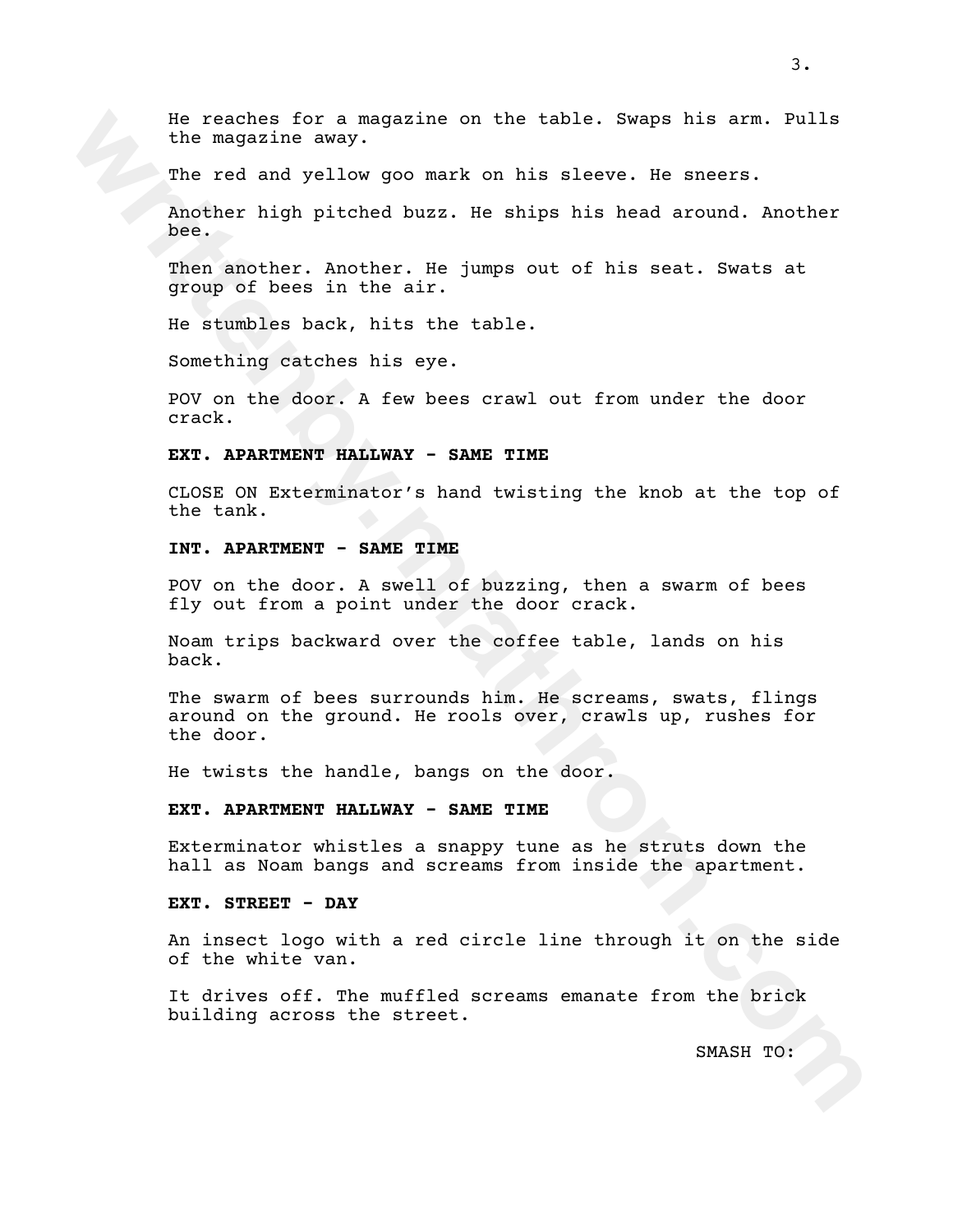He reaches for a magazine on the table. Swaps his arm. Pulls the magazine away.

The red and yellow goo mark on his sleeve. He sneers.

Another high pitched buzz. He ships his head around. Another bee.

Then another. Another. He jumps out of his seat. Swats at group of bees in the air.

He stumbles back, hits the table.

Something catches his eye.

POV on the door. A few bees crawl out from under the door crack.

**EXT. APARTMENT HALLWAY - SAME TIME**

CLOSE ON Exterminator's hand twisting the knob at the top of the tank.

**INT. APARTMENT - SAME TIME**

POV on the door. A swell of buzzing, then a swarm of bees fly out from a point under the door crack.

Noam trips backward over the coffee table, lands on his back.

The swarm of bees surrounds him. He screams, swats, flings around on the ground. He rools over, crawls up, rushes for the door.

He twists the handle, bangs on the door.

**EXT. APARTMENT HALLWAY - SAME TIME**

Exterminator whistles a snappy tune as he struts down the hall as Noam bangs and screams from inside the apartment.

**EXT. STREET - DAY**

An insect logo with a red circle line through it on the side of the white van.

It drives off. The muffled screams emanate from the brick building across the street.

SMASH TO: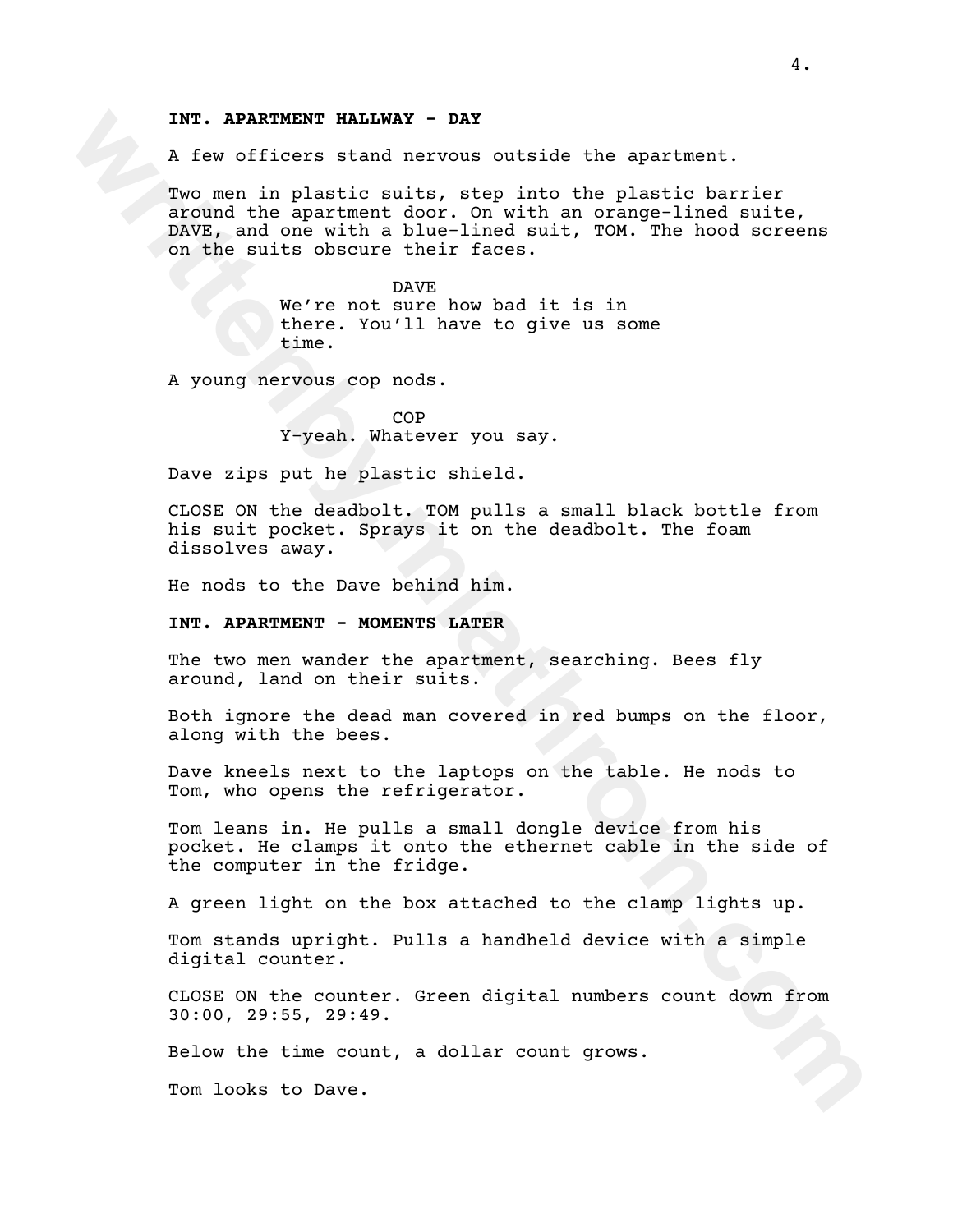**INT. APARTMENT HALLWAY - DAY**

A few officers stand nervous outside the apartment.

Two men in plastic suits, step into the plastic barrier around the apartment door. On with an orange-lined suite, DAVE, and one with a blue-lined suit, TOM. The hood screens on the suits obscure their faces.

DAVE
We're not sure how bad it is in there. You'll have to give us some time.

A young nervous cop nods.

COP
Y-yeah. Whatever you say.

Dave zips put he plastic shield.

CLOSE ON the deadbolt. TOM pulls a small black bottle from his suit pocket. Sprays it on the deadbolt. The foam dissolves away.

He nods to the Dave behind him.

**INT. APARTMENT - MOMENTS LATER**

The two men wander the apartment, searching. Bees fly around, land on their suits.

Both ignore the dead man covered in red bumps on the floor, along with the bees.

Dave kneels next to the laptops on the table. He nods to Tom, who opens the refrigerator.

Tom leans in. He pulls a small dongle device from his pocket. He clamps it onto the ethernet cable in the side of the computer in the fridge.

A green light on the box attached to the clamp lights up.

Tom stands upright. Pulls a handheld device with a simple digital counter.

CLOSE ON the counter. Green digital numbers count down from 30:00, 29:55, 29:49.

Below the time count, a dollar count grows.

Tom looks to Dave.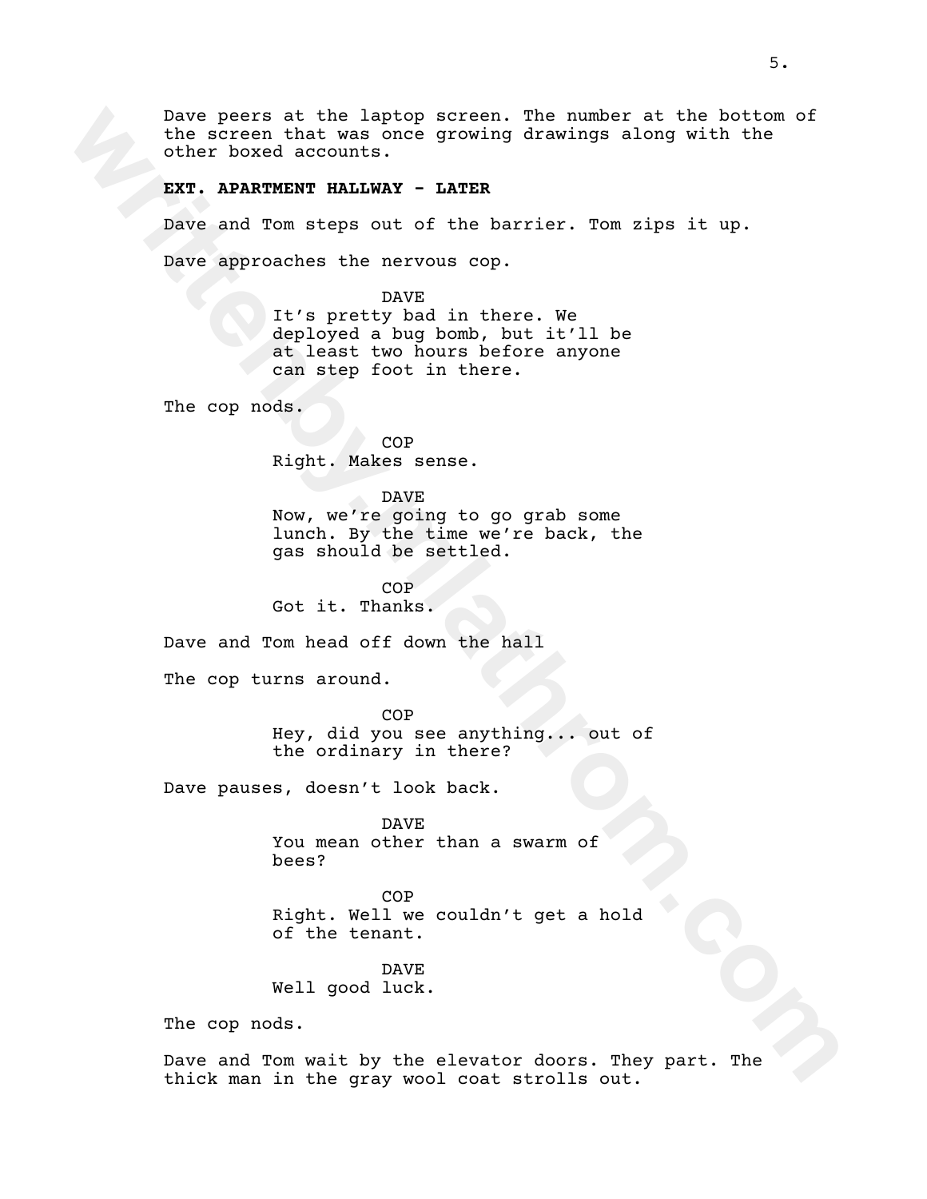Dave peers at the laptop screen. The number at the bottom of the screen that was once growing drawings along with the other boxed accounts.

**EXT. APARTMENT HALLWAY - LATER**

Dave and Tom steps out of the barrier. Tom zips it up.

Dave approaches the nervous cop.

DAVE
It's pretty bad in there. We deployed a bug bomb, but it'll be at least two hours before anyone can step foot in there.

The cop nods.

COP
Right. Makes sense.

DAVE
Now, we're going to go grab some lunch. By the time we're back, the gas should be settled.

COP
Got it. Thanks.

Dave and Tom head off down the hall

The cop turns around.

COP
Hey, did you see anything... out of the ordinary in there?

Dave pauses, doesn't look back.

DAVE
You mean other than a swarm of bees?

COP
Right. Well we couldn't get a hold of the tenant.

DAVE
Well good luck.

The cop nods.

Dave and Tom wait by the elevator doors. They part. The thick man in the gray wool coat strolls out.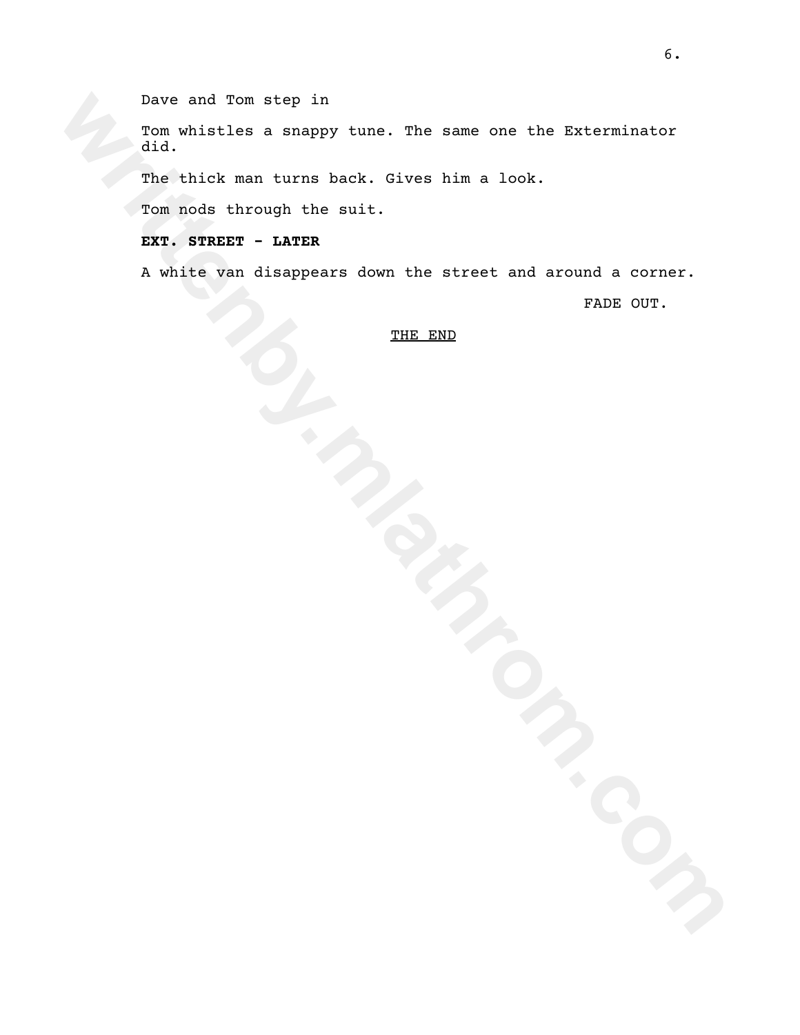Dave and Tom step in

Tom whistles a snappy tune. The same one the Exterminator did.

The thick man turns back. Gives him a look.

Tom nods through the suit.

**EXT. STREET - LATER**

A white van disappears down the street and around a corner.

FADE OUT.

THE END